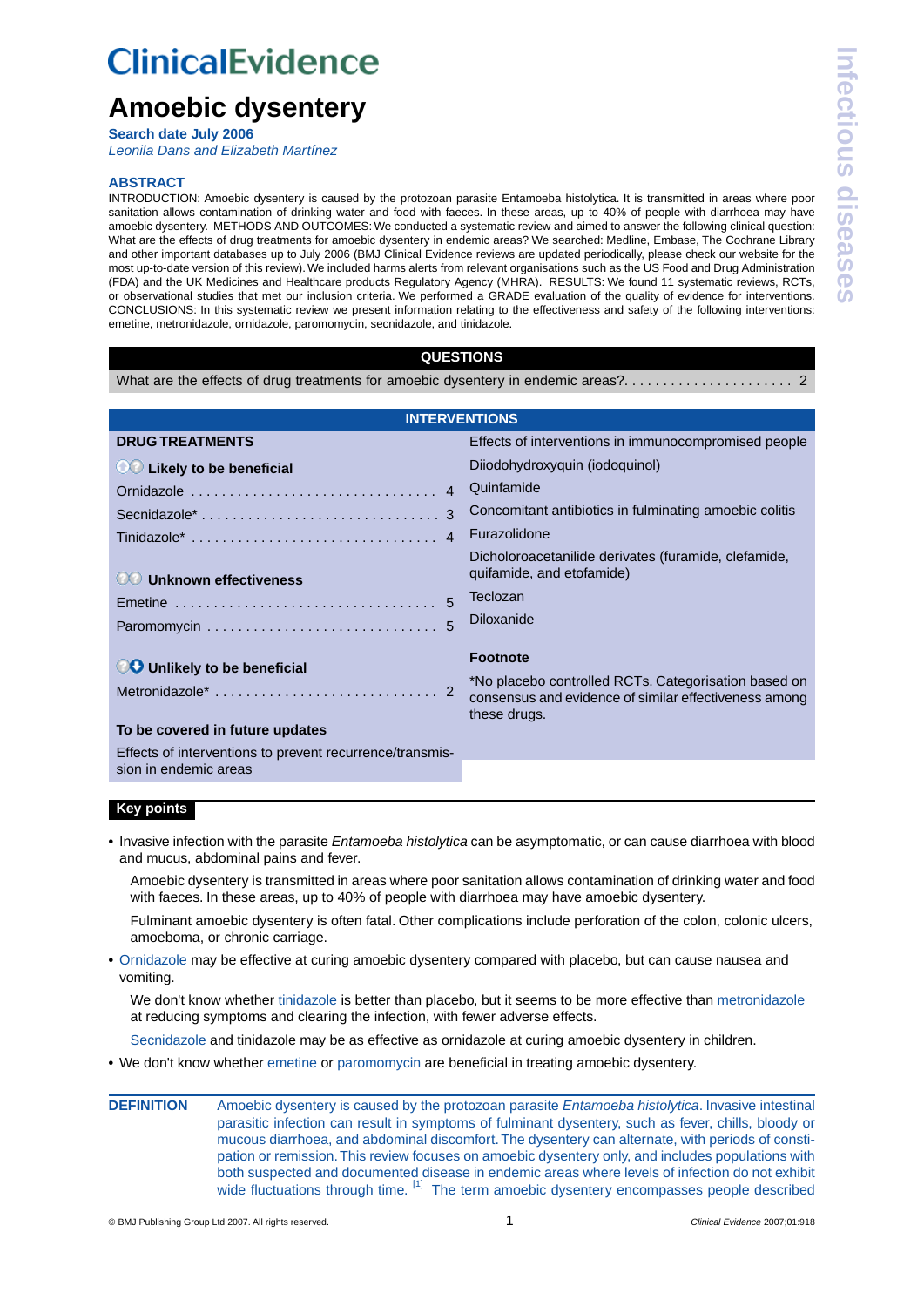# ClinicalEvidence

# Amoebic dysentery

**Search date July 2006**

*Leonila Dans and Elizabeth Martínez*

## ABSTRACT

INTRODUCTION: Amoebic dysentery is caused by the protozoan parasite Entamoeba histolytica. It is transmitted in areas where poor sanitation allows contamination of drinking water and food with faeces. In these areas, up to 40% of people with diarrhoea may have amoebic dysentery. METHODS AND OUTCOMES: We conducted a systematic review and aimed to answer the following clinical question: What are the effects of drug treatments for amoebic dysentery in endemic areas? We searched: Medline, Embase, The Cochrane Library and other important databases up to July 2006 (BMJ Clinical Evidence reviews are updated periodically, please check our website for the most up-to-date version of this review). We included harms alerts from relevant organisations such as the US Food and Drug Administration (FDA) and the UK Medicines and Healthcare products Regulatory Agency (MHRA). RESULTS: We found 11 systematic reviews, RCTs, or observational studies that met our inclusion criteria. We performed a GRADE evaluation of the quality of evidence for interventions. CONCLUSIONS: In this systematic review we present information relating to the effectiveness and safety of the following interventions: emetine, metronidazole, ornidazole, paromomycin, secnidazole, and tinidazole.

## QUESTIONS

What are the effects of drug treatments for amoebic dysentery in endemic areas? . . . 2

## INTERVENTIONS

**DRUG TREATMENTS**

**Likely to be beneficial**

- Ornidazole . . . 4
- Secnidazole* . . . 3
- Tinidazole* . . . 4

**Unknown effectiveness**

- Emetine . . . 5
- Paromomycin . . . 5

**Unlikely to be beneficial**

- Metronidazole* . . . 2

**To be covered in future updates**

Effects of interventions to prevent recurrence/transmission in endemic areas

Effects of interventions in immunocompromised people

Diiodohydroxyquin (iodoquinol)

Quinfamide

Concomitant antibiotics in fulminating amoebic colitis

Furazolidone

Dicholoroacetanilide derivates (furamide, clefamide, quifamide, and etofamide)

Teclozan

Diloxanide

**Footnote**

*No placebo controlled RCTs. Categorisation based on consensus and evidence of similar effectiveness among these drugs.

## Key points

- Invasive infection with the parasite *Entamoeba histolytica* can be asymptomatic, or can cause diarrhoea with blood and mucus, abdominal pains and fever.

  Amoebic dysentery is transmitted in areas where poor sanitation allows contamination of drinking water and food with faeces. In these areas, up to 40% of people with diarrhoea may have amoebic dysentery.

  Fulminant amoebic dysentery is often fatal. Other complications include perforation of the colon, colonic ulcers, amoeboma, or chronic carriage.

- Ornidazole may be effective at curing amoebic dysentery compared with placebo, but can cause nausea and vomiting.

  We don't know whether tinidazole is better than placebo, but it seems to be more effective than metronidazole at reducing symptoms and clearing the infection, with fewer adverse effects.

  Secnidazole and tinidazole may be as effective as ornidazole at curing amoebic dysentery in children.

- We don't know whether emetine or paromomycin are beneficial in treating amoebic dysentery.

**DEFINITION** Amoebic dysentery is caused by the protozoan parasite *Entamoeba histolytica*. Invasive intestinal parasitic infection can result in symptoms of fulminant dysentery, such as fever, chills, bloody or mucous diarrhoea, and abdominal discomfort. The dysentery can alternate, with periods of constipation or remission. This review focuses on amoebic dysentery only, and includes populations with both suspected and documented disease in endemic areas where levels of infection do not exhibit wide fluctuations through time. [1] The term amoebic dysentery encompasses people described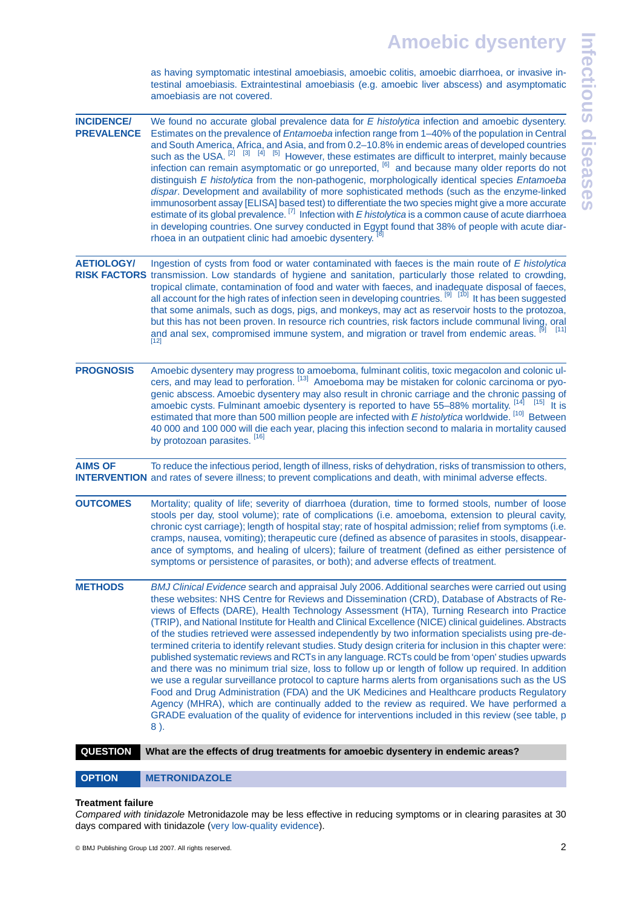as having symptomatic intestinal amoebiasis, amoebic colitis, amoebic diarrhoea, or invasive intestinal amoebiasis. Extraintestinal amoebiasis (e.g. amoebic liver abscess) and asymptomatic amoebiasis are not covered.

**INCIDENCE/ PREVALENCE** We found no accurate global prevalence data for *E histolytica* infection and amoebic dysentery. Estimates on the prevalence of *Entamoeba* infection range from 1–40% of the population in Central and South America, Africa, and Asia, and from 0.2–10.8% in endemic areas of developed countries such as the USA. [2] [3] [4] [5] However, these estimates are difficult to interpret, mainly because infection can remain asymptomatic or go unreported, [6] and because many older reports do not distinguish *E histolytica* from the non-pathogenic, morphologically identical species *Entamoeba dispar*. Development and availability of more sophisticated methods (such as the enzyme-linked immunosorbent assay [ELISA] based test) to differentiate the two species might give a more accurate estimate of its global prevalence. [7] Infection with *E histolytica* is a common cause of acute diarrhoea in developing countries. One survey conducted in Egypt found that 38% of people with acute diarrhoea in an outpatient clinic had amoebic dysentery. [8]

**AETIOLOGY/ RISK FACTORS** Ingestion of cysts from food or water contaminated with faeces is the main route of *E histolytica* transmission. Low standards of hygiene and sanitation, particularly those related to crowding, tropical climate, contamination of food and water with faeces, and inadequate disposal of faeces, all account for the high rates of infection seen in developing countries. [9] [10] It has been suggested that some animals, such as dogs, pigs, and monkeys, may act as reservoir hosts to the protozoa, but this has not been proven. In resource rich countries, risk factors include communal living, oral and anal sex, compromised immune system, and migration or travel from endemic areas. [9] [11] [12]

**PROGNOSIS** Amoebic dysentery may progress to amoeboma, fulminant colitis, toxic megacolon and colonic ulcers, and may lead to perforation. [13] Amoeboma may be mistaken for colonic carcinoma or pyogenic abscess. Amoebic dysentery may also result in chronic carriage and the chronic passing of amoebic cysts. Fulminant amoebic dysentery is reported to have 55–88% mortality. [14] [15] It is estimated that more than 500 million people are infected with *E histolytica* worldwide. [10] Between 40 000 and 100 000 will die each year, placing this infection second to malaria in mortality caused by protozoan parasites. [16]

**AIMS OF INTERVENTION** To reduce the infectious period, length of illness, risks of dehydration, risks of transmission to others, and rates of severe illness; to prevent complications and death, with minimal adverse effects.

**OUTCOMES** Mortality; quality of life; severity of diarrhoea (duration, time to formed stools, number of loose stools per day, stool volume); rate of complications (i.e. amoeboma, extension to pleural cavity, chronic cyst carriage); length of hospital stay; rate of hospital admission; relief from symptoms (i.e. cramps, nausea, vomiting); therapeutic cure (defined as absence of parasites in stools, disappearance of symptoms, and healing of ulcers); failure of treatment (defined as either persistence of symptoms or persistence of parasites, or both); and adverse effects of treatment.

**METHODS** *BMJ Clinical Evidence* search and appraisal July 2006. Additional searches were carried out using these websites: NHS Centre for Reviews and Dissemination (CRD), Database of Abstracts of Reviews of Effects (DARE), Health Technology Assessment (HTA), Turning Research into Practice (TRIP), and National Institute for Health and Clinical Excellence (NICE) clinical guidelines. Abstracts of the studies retrieved were assessed independently by two information specialists using pre-determined criteria to identify relevant studies. Study design criteria for inclusion in this chapter were: published systematic reviews and RCTs in any language. RCTs could be from 'open' studies upwards and there was no minimum trial size, loss to follow up or length of follow up required. In addition we use a regular surveillance protocol to capture harms alerts from organisations such as the US Food and Drug Administration (FDA) and the UK Medicines and Healthcare products Regulatory Agency (MHRA), which are continually added to the review as required. We have performed a GRADE evaluation of the quality of evidence for interventions included in this review (see table, p 8 ).

**QUESTION** **What are the effects of drug treatments for amoebic dysentery in endemic areas?**

**OPTION** **METRONIDAZOLE**

**Treatment failure**

*Compared with tinidazole* Metronidazole may be less effective in reducing symptoms or in clearing parasites at 30 days compared with tinidazole (very low-quality evidence).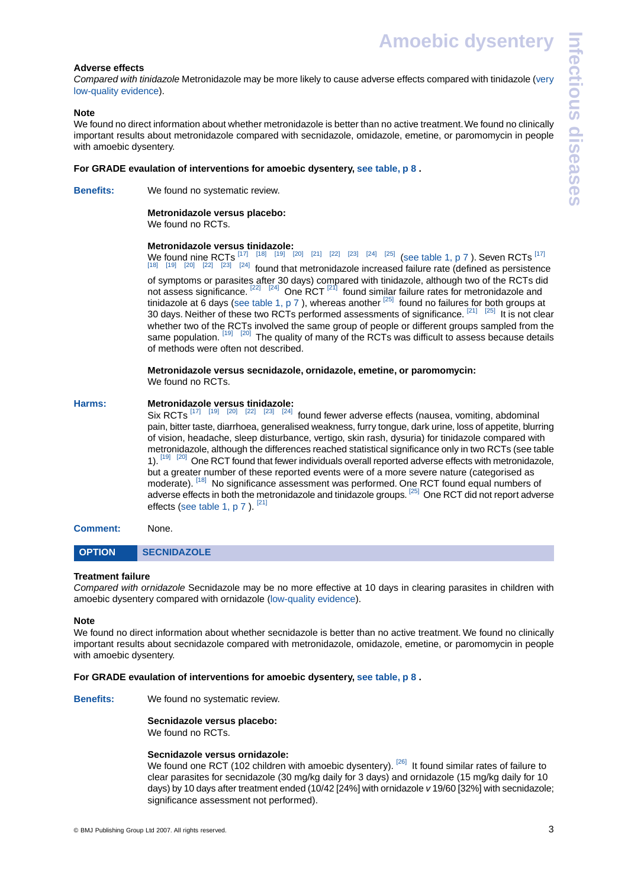#### Adverse effects

*Compared with tinidazole* Metronidazole may be more likely to cause adverse effects compared with tinidazole (very low-quality evidence).

#### Note

We found no direct information about whether metronidazole is better than no active treatment. We found no clinically important results about metronidazole compared with secnidazole, omidazole, emetine, or paromomycin in people with amoebic dysentery.

**For GRADE evaluation of interventions for amoebic dysentery, see table, p 8 .**

**Benefits:** We found no systematic review.

**Metronidazole versus placebo:**
We found no RCTs.

**Metronidazole versus tinidazole:**
We found nine RCTs [17] [18] [19] [20] [21] [22] [23] [24] [25] (see table 1, p 7 ). Seven RCTs [17] [18] [19] [20] [22] [23] [24] found that metronidazole increased failure rate (defined as persistence of symptoms or parasites after 30 days) compared with tinidazole, although two of the RCTs did not assess significance. [22] [24] One RCT [21] found similar failure rates for metronidazole and tinidazole at 6 days (see table 1, p 7 ), whereas another [25] found no failures for both groups at 30 days. Neither of these two RCTs performed assessments of significance. [21] [25] It is not clear whether two of the RCTs involved the same group of people or different groups sampled from the same population. [19] [20] The quality of many of the RCTs was difficult to assess because details of methods were often not described.

**Metronidazole versus secnidazole, ornidazole, emetine, or paromomycin:**
We found no RCTs.

**Harms:** **Metronidazole versus tinidazole:**
Six RCTs [17] [19] [20] [22] [23] [24] found fewer adverse effects (nausea, vomiting, abdominal pain, bitter taste, diarrhoea, generalised weakness, furry tongue, dark urine, loss of appetite, blurring of vision, headache, sleep disturbance, vertigo, skin rash, dysuria) for tinidazole compared with metronidazole, although the differences reached statistical significance only in two RCTs (see table 1). [19] [20] One RCT found that fewer individuals overall reported adverse effects with metronidazole, but a greater number of these reported events were of a more severe nature (categorised as moderate). [18] No significance assessment was performed. One RCT found equal numbers of adverse effects in both the metronidazole and tinidazole groups. [25] One RCT did not report adverse effects (see table 1, p 7 ). [21]

**Comment:** None.

## OPTION SECNIDAZOLE

#### Treatment failure

*Compared with ornidazole* Secnidazole may be no more effective at 10 days in clearing parasites in children with amoebic dysentery compared with ornidazole (low-quality evidence).

#### Note

We found no direct information about whether secnidazole is better than no active treatment. We found no clinically important results about secnidazole compared with metronidazole, omidazole, emetine, or paromomycin in people with amoebic dysentery.

**For GRADE evaluation of interventions for amoebic dysentery, see table, p 8 .**

**Benefits:** We found no systematic review.

**Secnidazole versus placebo:**
We found no RCTs.

**Secnidazole versus ornidazole:**
We found one RCT (102 children with amoebic dysentery). [26] It found similar rates of failure to clear parasites for secnidazole (30 mg/kg daily for 3 days) and ornidazole (15 mg/kg daily for 10 days) by 10 days after treatment ended (10/42 [24%] with ornidazole *v* 19/60 [32%] with secnidazole; significance assessment not performed).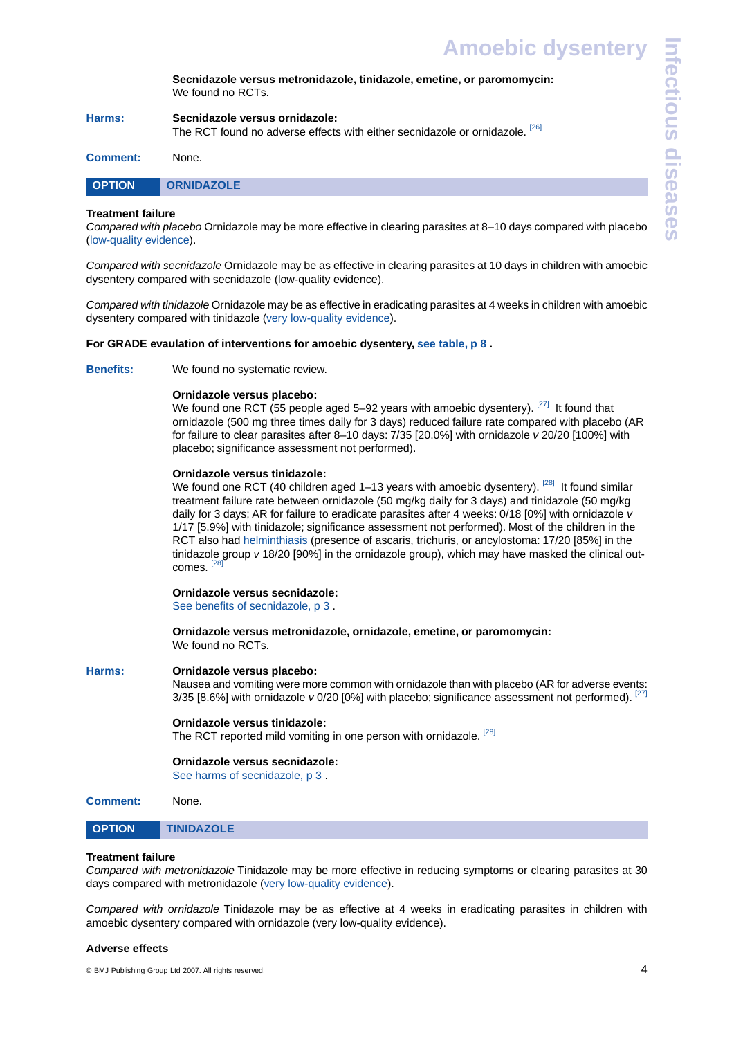**Secnidazole versus metronidazole, tinidazole, emetine, or paromomycin:**
We found no RCTs.

**Harms:** **Secnidazole versus ornidazole:**
The RCT found no adverse effects with either secnidazole or ornidazole. [26]

**Comment:** None.

## OPTION ORNIDAZOLE

**Treatment failure**
*Compared with placebo* Ornidazole may be more effective in clearing parasites at 8–10 days compared with placebo (low-quality evidence).

*Compared with secnidazole* Ornidazole may be as effective in clearing parasites at 10 days in children with amoebic dysentery compared with secnidazole (low-quality evidence).

*Compared with tinidazole* Ornidazole may be as effective in eradicating parasites at 4 weeks in children with amoebic dysentery compared with tinidazole (very low-quality evidence).

**For GRADE evaluation of interventions for amoebic dysentery, see table, p 8 .**

**Benefits:** We found no systematic review.

**Ornidazole versus placebo:**
We found one RCT (55 people aged 5–92 years with amoebic dysentery). [27] It found that ornidazole (500 mg three times daily for 3 days) reduced failure rate compared with placebo (AR for failure to clear parasites after 8–10 days: 7/35 [20.0%] with ornidazole *v* 20/20 [100%] with placebo; significance assessment not performed).

**Ornidazole versus tinidazole:**
We found one RCT (40 children aged 1–13 years with amoebic dysentery). [28] It found similar treatment failure rate between ornidazole (50 mg/kg daily for 3 days) and tinidazole (50 mg/kg daily for 3 days; AR for failure to eradicate parasites after 4 weeks: 0/18 [0%] with ornidazole *v* 1/17 [5.9%] with tinidazole; significance assessment not performed). Most of the children in the RCT also had helminthiasis (presence of ascaris, trichuris, or ancylostoma: 17/20 [85%] in the tinidazole group *v* 18/20 [90%] in the ornidazole group), which may have masked the clinical outcomes. [28]

**Ornidazole versus secnidazole:**
See benefits of secnidazole, p 3 .

**Ornidazole versus metronidazole, ornidazole, emetine, or paromomycin:**
We found no RCTs.

**Harms:** **Ornidazole versus placebo:**
Nausea and vomiting were more common with ornidazole than with placebo (AR for adverse events: 3/35 [8.6%] with ornidazole *v* 0/20 [0%] with placebo; significance assessment not performed). [27]

**Ornidazole versus tinidazole:**
The RCT reported mild vomiting in one person with ornidazole. [28]

**Ornidazole versus secnidazole:**
See harms of secnidazole, p 3 .

**Comment:** None.

## OPTION TINIDAZOLE

**Treatment failure**
*Compared with metronidazole* Tinidazole may be more effective in reducing symptoms or clearing parasites at 30 days compared with metronidazole (very low-quality evidence).

*Compared with ornidazole* Tinidazole may be as effective at 4 weeks in eradicating parasites in children with amoebic dysentery compared with ornidazole (very low-quality evidence).

**Adverse effects**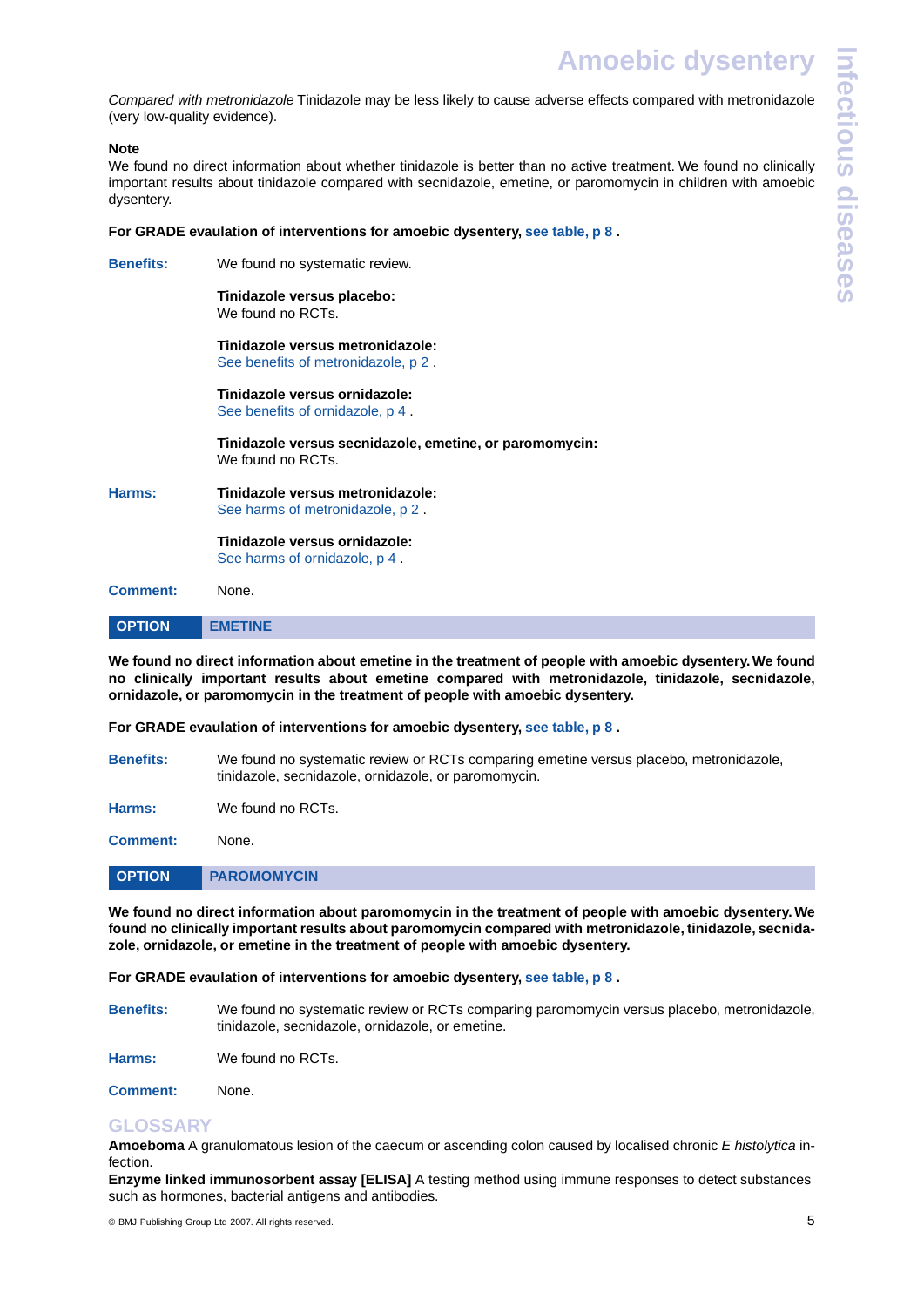*Compared with metronidazole* Tinidazole may be less likely to cause adverse effects compared with metronidazole (very low-quality evidence).

**Note**

We found no direct information about whether tinidazole is better than no active treatment. We found no clinically important results about tinidazole compared with secnidazole, emetine, or paromomycin in children with amoebic dysentery.

**For GRADE evaluation of interventions for amoebic dysentery, see table, p 8 .**

**Benefits:** We found no systematic review.

**Tinidazole versus placebo:**
We found no RCTs.

**Tinidazole versus metronidazole:**
See benefits of metronidazole, p 2 .

**Tinidazole versus ornidazole:**
See benefits of ornidazole, p 4 .

**Tinidazole versus secnidazole, emetine, or paromomycin:**
We found no RCTs.

**Harms:** **Tinidazole versus metronidazole:**
See harms of metronidazole, p 2 .

**Tinidazole versus ornidazole:**
See harms of ornidazole, p 4 .

**Comment:** None.

## OPTION EMETINE

**We found no direct information about emetine in the treatment of people with amoebic dysentery. We found no clinically important results about emetine compared with metronidazole, tinidazole, secnidazole, ornidazole, or paromomycin in the treatment of people with amoebic dysentery.**

**For GRADE evaluation of interventions for amoebic dysentery, see table, p 8 .**

**Benefits:** We found no systematic review or RCTs comparing emetine versus placebo, metronidazole, tinidazole, secnidazole, ornidazole, or paromomycin.

**Harms:** We found no RCTs.

**Comment:** None.

## OPTION PAROMOMYCIN

**We found no direct information about paromomycin in the treatment of people with amoebic dysentery. We found no clinically important results about paromomycin compared with metronidazole, tinidazole, secnidazole, ornidazole, or emetine in the treatment of people with amoebic dysentery.**

**For GRADE evaluation of interventions for amoebic dysentery, see table, p 8 .**

**Benefits:** We found no systematic review or RCTs comparing paromomycin versus placebo, metronidazole, tinidazole, secnidazole, ornidazole, or emetine.

**Harms:** We found no RCTs.

**Comment:** None.

## GLOSSARY

**Amoeboma** A granulomatous lesion of the caecum or ascending colon caused by localised chronic *E histolytica* infection.

**Enzyme linked immunosorbent assay [ELISA]** A testing method using immune responses to detect substances such as hormones, bacterial antigens and antibodies.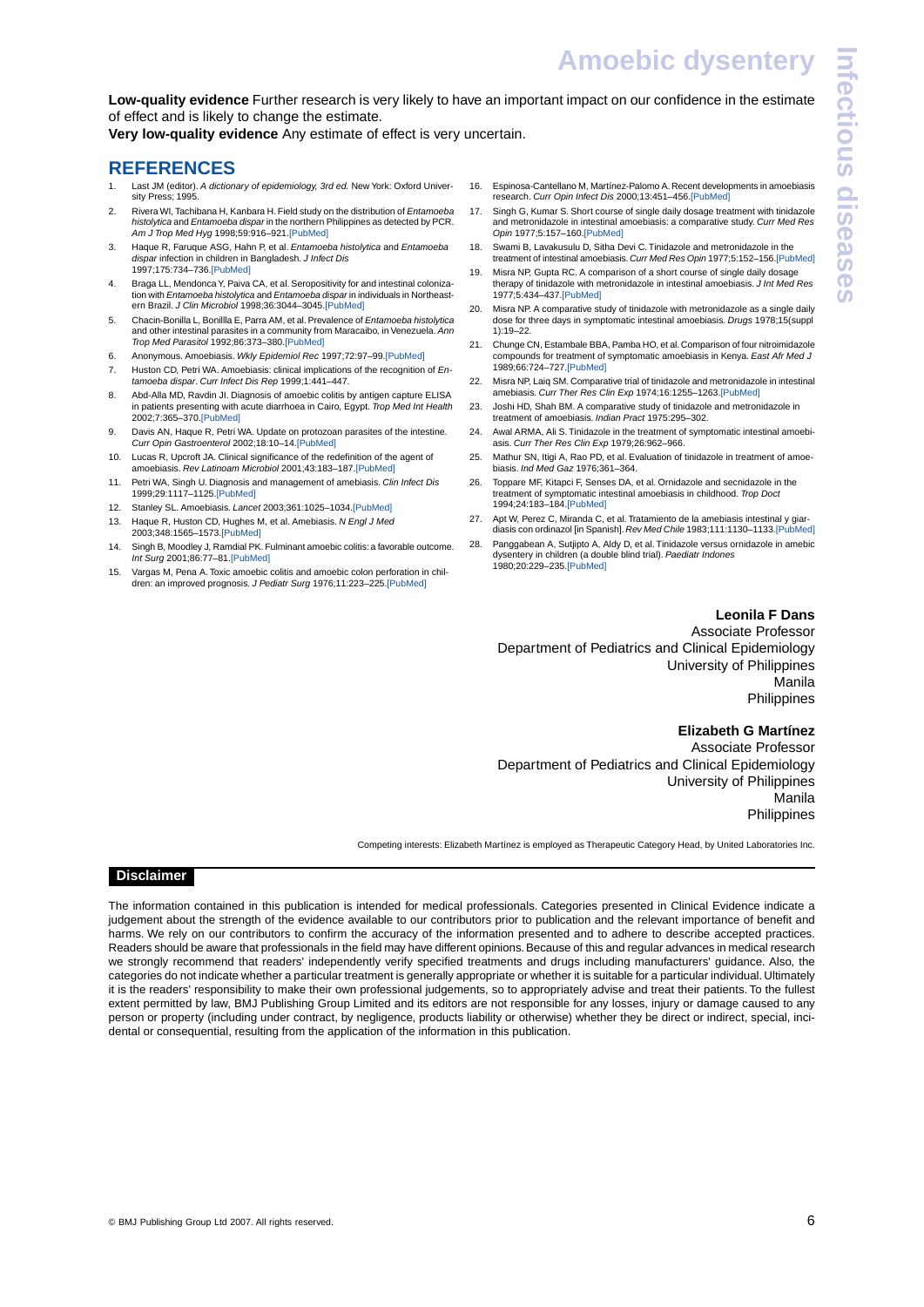**Low-quality evidence** Further research is very likely to have an important impact on our confidence in the estimate of effect and is likely to change the estimate.

**Very low-quality evidence** Any estimate of effect is very uncertain.

## REFERENCES

1. Last JM (editor). *A dictionary of epidemiology, 3rd ed.* New York: Oxford University Press; 1995.
2. Rivera WI, Tachibana H, Kanbara H. Field study on the distribution of *Entamoeba histolytica* and *Entamoeba dispar* in the northern Philippines as detected by PCR. *Am J Trop Med Hyg* 1998;59:916–921.[PubMed]
3. Haque R, Faruque ASG, Hahn P, et al. *Entamoeba histolytica* and *Entamoeba dispar* infection in children in Bangladesh. *J Infect Dis* 1997;175:734–736.[PubMed]
4. Braga LL, Mendonca Y, Paiva CA, et al. Seropositivity for and intestinal colonization with *Entamoeba histolytica* and *Entamoeba dispar* in individuals in Northeastern Brazil. *J Clin Microbiol* 1998;36:3044–3045.[PubMed]
5. Chacin-Bonilla L, Bonilla E, Parra AM, et al. Prevalence of *Entamoeba histolytica* and other intestinal parasites in a community from Maracaibo, in Venezuela. *Ann Trop Med Parasitol* 1992;86:373–380.[PubMed]
6. Anonymous. Amoebiasis. *Wkly Epidemiol Rec* 1997;72:97–99.[PubMed]
7. Huston CD, Petri WA. Amoebiasis: clinical implications of the recognition of *Entamoeba dispar*. *Curr Infect Dis Rep* 1999;1:441–447.
8. Abd-Alla MD, Ravdin JI. Diagnosis of amoebic colitis by antigen capture ELISA in patients presenting with acute diarrhoea in Cairo, Egypt. *Trop Med Int Health* 2002;7:365–370.[PubMed]
9. Davis AN, Haque R, Petri WA. Update on protozoan parasites of the intestine. *Curr Opin Gastroenterol* 2002;18:10–14.[PubMed]
10. Lucas R, Upcroft JA. Clinical significance of the redefinition of the agent of amoebiasis. *Rev Latinoam Microbiol* 2001;43:183–187.[PubMed]
11. Petri WA, Singh U. Diagnosis and management of amebiasis. *Clin Infect Dis* 1999;29:1117–1125.[PubMed]
12. Stanley SL. Amoebiasis. *Lancet* 2003;361:1025–1034.[PubMed]
13. Haque R, Huston CD, Hughes M, et al. Amebiasis. *N Engl J Med* 2003;348:1565–1573.[PubMed]
14. Singh B, Moodley J, Ramdial PK. Fulminant amoebic colitis: a favorable outcome. *Int Surg* 2001;86:77–81.[PubMed]
15. Vargas M, Pena A. Toxic amoebic colitis and amoebic colon perforation in children: an improved prognosis. *J Pediatr Surg* 1976;11:223–225.[PubMed]
16. Espinosa-Cantellano M, Martínez-Palomo A. Recent developments in amoebiasis research. *Curr Opin Infect Dis* 2000;13:451–456.[PubMed]
17. Singh G, Kumar S. Short course of single daily dosage treatment with tinidazole and metronidazole in intestinal amoebiasis: a comparative study. *Curr Med Res Opin* 1977;5:157–160.[PubMed]
18. Swami B, Lavakusulu D, Sitha Devi C. Tinidazole and metronidazole in the treatment of intestinal amoebiasis. *Curr Med Res Opin* 1977;5:152–156.[PubMed]
19. Misra NP, Gupta RC. A comparison of a short course of single daily dosage therapy of tinidazole with metronidazole in intestinal amoebiasis. *J Int Med Res* 1977;5:434–437.[PubMed]
20. Misra NP. A comparative study of tinidazole with metronidazole as a single daily dose for three days in symptomatic intestinal amoebiasis. *Drugs* 1978;15(suppl 1):19–22.
21. Chunge CN, Estambale BBA, Pamba HO, et al. Comparison of four nitroimidazole compounds for treatment of symptomatic amoebiasis in Kenya. *East Afr Med J* 1989;66:724–727.[PubMed]
22. Misra NP, Laiq SM. Comparative trial of tinidazole and metronidazole in intestinal amebiasis. *Curr Ther Res Clin Exp* 1974;16:1255–1263.[PubMed]
23. Joshi HD, Shah BM. A comparative study of tinidazole and metronidazole in treatment of amoebiasis. *Indian Pract* 1975:295–302.
24. Awal ARMA, Ali S. Tinidazole in the treatment of symptomatic intestinal amoebiasis. *Curr Ther Res Clin Exp* 1979;26:962–966.
25. Mathur SN, Itigi A, Rao PD, et al. Evaluation of tinidazole in treatment of amoebiasis. *Ind Med Gaz* 1976;361–364.
26. Toppare MF, Kitapci F, Senses DA, et al. Ornidazole and secnidazole in the treatment of symptomatic intestinal amoebiasis in childhood. *Trop Doct* 1994;24:183–184.[PubMed]
27. Apt W, Perez C, Miranda C, et al. Tratamiento de la amebiasis intestinal y giardiasis con ordinazol [in Spanish]. *Rev Med Chile* 1983;111:1130–1133.[PubMed]
28. Panggabean A, Sutjipto A, Aldy D, et al. Tinidazole versus ornidazole in amebic dysentery in children (a double blind trial). *Paediatr Indones* 1980;20:229–235.[PubMed]

**Leonila F Dans**
Associate Professor
Department of Pediatrics and Clinical Epidemiology
University of Philippines
Manila
Philippines

**Elizabeth G Martínez**
Associate Professor
Department of Pediatrics and Clinical Epidemiology
University of Philippines
Manila
Philippines

Competing interests: Elizabeth Martínez is employed as Therapeutic Category Head, by United Laboratories Inc.

## Disclaimer

The information contained in this publication is intended for medical professionals. Categories presented in Clinical Evidence indicate a judgement about the strength of the evidence available to our contributors prior to publication and the relevant importance of benefit and harms. We rely on our contributors to confirm the accuracy of the information presented and to adhere to describe accepted practices. Readers should be aware that professionals in the field may have different opinions. Because of this and regular advances in medical research we strongly recommend that readers' independently verify specified treatments and drugs including manufacturers' guidance. Also, the categories do not indicate whether a particular treatment is generally appropriate or whether it is suitable for a particular individual. Ultimately it is the readers' responsibility to make their own professional judgements, so to appropriately advise and treat their patients. To the fullest extent permitted by law, BMJ Publishing Group Limited and its editors are not responsible for any losses, injury or damage caused to any person or property (including under contract, by negligence, products liability or otherwise) whether they be direct or indirect, special, incidental or consequential, resulting from the application of the information in this publication.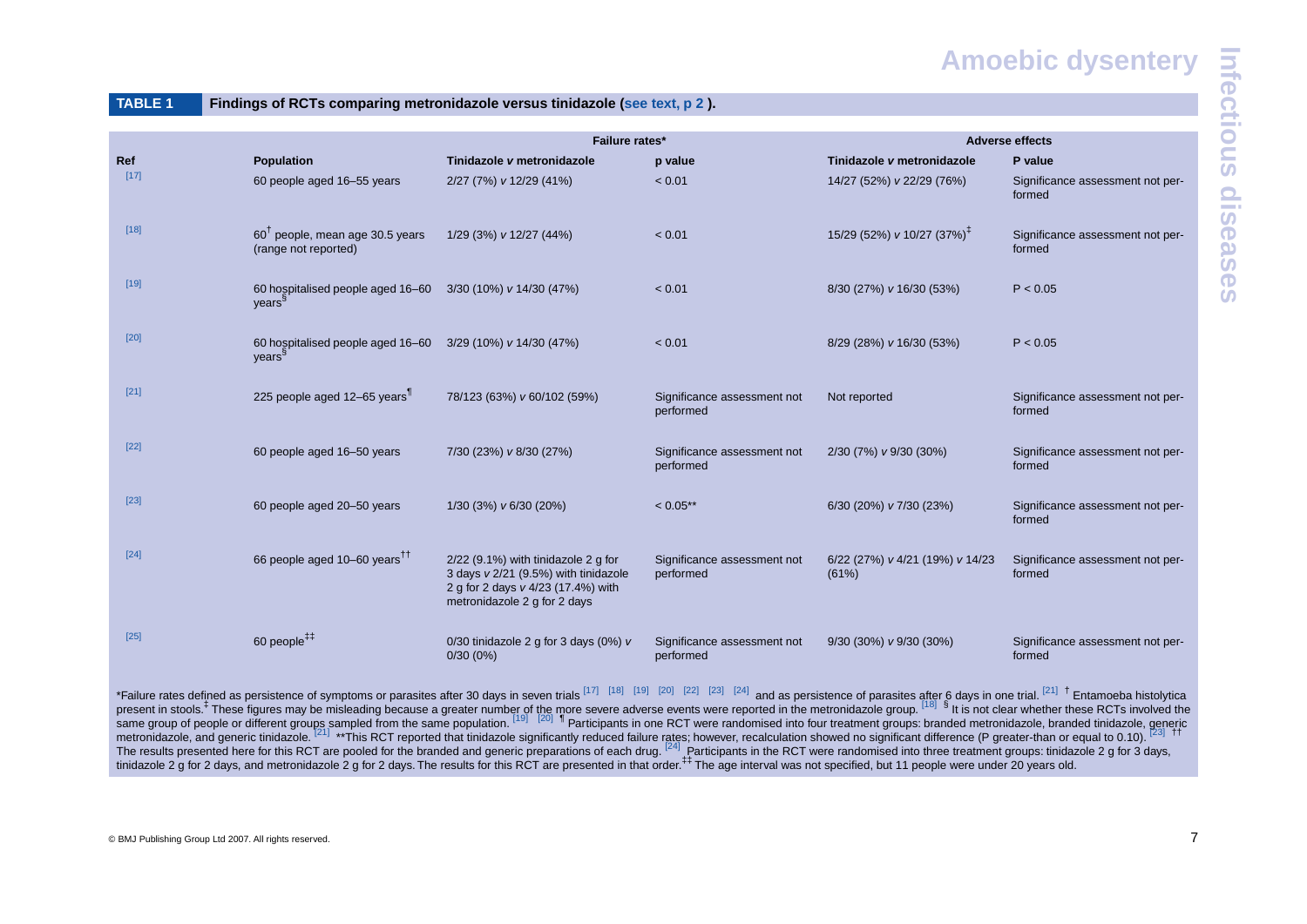**TABLE 1** Findings of RCTs comparing metronidazole versus tinidazole (see text, p 2 ).

| | | Failure rates* | | Adverse effects | |
|---|---|---|---|---|---|
| **Ref** | **Population** | **Tinidazole *v* metronidazole** | **p value** | **Tinidazole *v* metronidazole** | **P value** |
| [17] | 60 people aged 16–55 years | 2/27 (7%) *v* 12/29 (41%) | < 0.01 | 14/27 (52%) *v* 22/29 (76%) | Significance assessment not performed |
| [18] | 60[†] people, mean age 30.5 years (range not reported) | 1/29 (3%) *v* 12/27 (44%) | < 0.01 | 15/29 (52%) *v* 10/27 (37%)[‡] | Significance assessment not performed |
| [19] | 60 hospitalised people aged 16–60 years[§] | 3/30 (10%) *v* 14/30 (47%) | < 0.01 | 8/30 (27%) *v* 16/30 (53%) | P < 0.05 |
| [20] | 60 hospitalised people aged 16–60 years[§] | 3/29 (10%) *v* 14/30 (47%) | < 0.01 | 8/29 (28%) *v* 16/30 (53%) | P < 0.05 |
| [21] | 225 people aged 12–65 years[¶] | 78/123 (63%) *v* 60/102 (59%) | Significance assessment not performed | Not reported | Significance assessment not performed |
| [22] | 60 people aged 16–50 years | 7/30 (23%) *v* 8/30 (27%) | Significance assessment not performed | 2/30 (7%) *v* 9/30 (30%) | Significance assessment not performed |
| [23] | 60 people aged 20–50 years | 1/30 (3%) *v* 6/30 (20%) | < 0.05** | 6/30 (20%) *v* 7/30 (23%) | Significance assessment not performed |
| [24] | 66 people aged 10–60 years[††] | 2/22 (9.1%) with tinidazole 2 g for 3 days *v* 2/21 (9.5%) with tinidazole 2 g for 2 days *v* 4/23 (17.4%) with metronidazole 2 g for 2 days | Significance assessment not performed | 6/22 (27%) *v* 4/21 (19%) *v* 14/23 (61%) | Significance assessment not performed |
| [25] | 60 people[‡‡] | 0/30 tinidazole 2 g for 3 days (0%) *v* 0/30 (0%) | Significance assessment not performed | 9/30 (30%) *v* 9/30 (30%) | Significance assessment not performed |

*Failure rates defined as persistence of symptoms or parasites after 30 days in seven trials [17] [18] [19] [20] [22] [23] [24] and as persistence of parasites after 6 days in one trial. [21] † Entamoeba histolytica present in stools.‡ These figures may be misleading because a greater number of the more severe adverse events were reported in the metronidazole group. [18] § It is not clear whether these RCTs involved the same group of people or different groups sampled from the same population. [19] [20] ¶ Participants in one RCT were randomised into four treatment groups: branded metronidazole, branded tinidazole, generic metronidazole, and generic tinidazole. [21] **This RCT reported that tinidazole significantly reduced failure rates; however, recalculation showed no significant difference (P greater-than or equal to 0.10). [23] †† The results presented here for this RCT are pooled for the branded and generic preparations of each drug. [24] Participants in the RCT were randomised into three treatment groups: tinidazole 2 g for 3 days, tinidazole 2 g for 2 days, and metronidazole 2 g for 2 days. The results for this RCT are presented in that order.‡‡ The age interval was not specified, but 11 people were under 20 years old.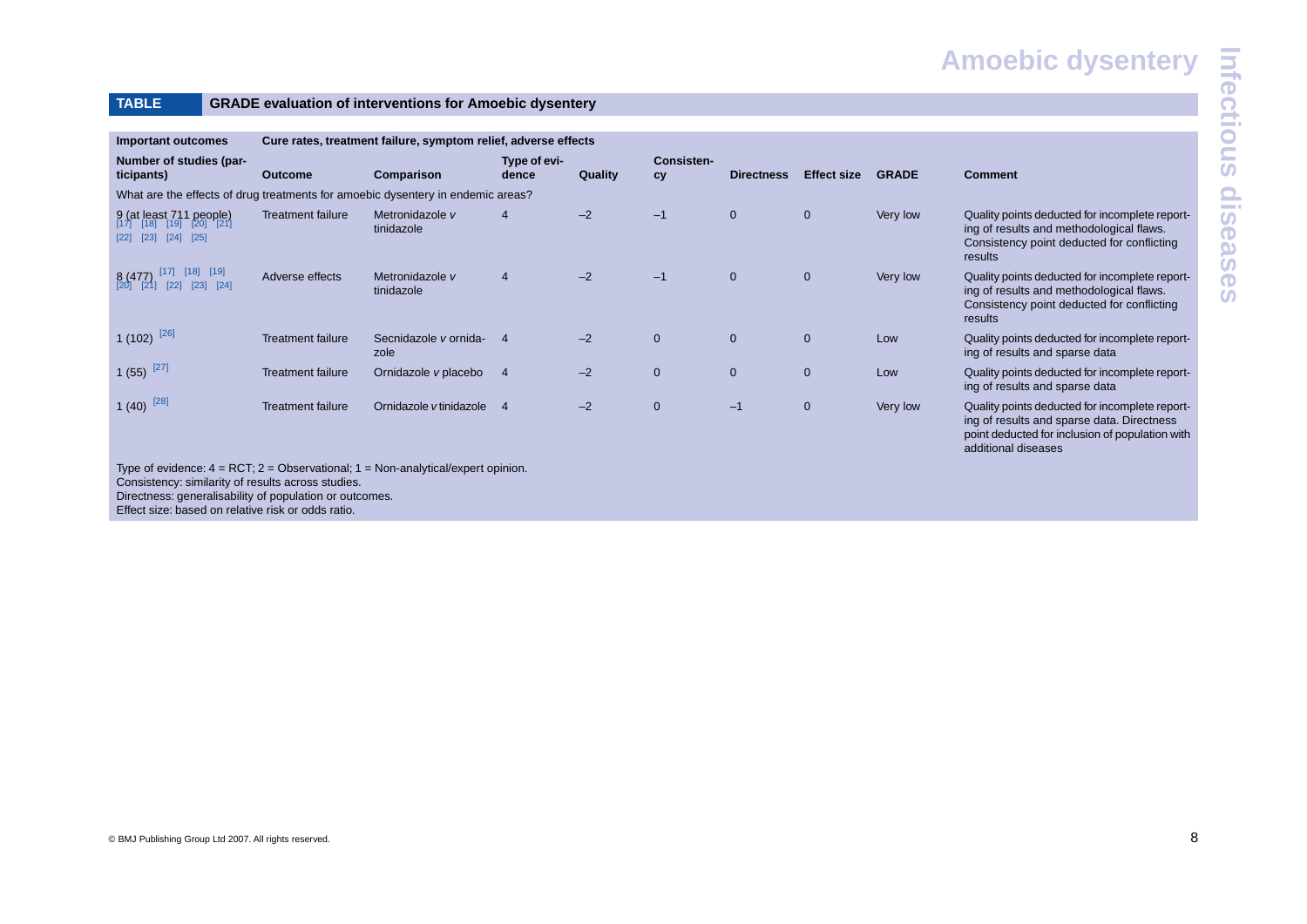## TABLE GRADE evaluation of interventions for Amoebic dysentery

| Important outcomes | Cure rates, treatment failure, symptom relief, adverse effects | | | | | | | | |
|---|---|---|---|---|---|---|---|---|---|
| **Number of studies (participants)** | **Outcome** | **Comparison** | **Type of evidence** | **Quality** | **Consistency** | **Directness** | **Effect size** | **GRADE** | **Comment** |
| What are the effects of drug treatments for amoebic dysentery in endemic areas? | | | | | | | | | |
| 9 (at least 711 people) [17] [18] [19] [20] [21] [22] [23] [24] [25] | Treatment failure | Metronidazole *v* tinidazole | 4 | –2 | –1 | 0 | 0 | Very low | Quality points deducted for incomplete reporting of results and methodological flaws. Consistency point deducted for conflicting results |
| 8 (477) [17] [18] [19] [20] [21] [22] [23] [24] | Adverse effects | Metronidazole *v* tinidazole | 4 | –2 | –1 | 0 | 0 | Very low | Quality points deducted for incomplete reporting of results and methodological flaws. Consistency point deducted for conflicting results |
| 1 (102) [26] | Treatment failure | Secnidazole *v* ornidazole | 4 | –2 | 0 | 0 | 0 | Low | Quality points deducted for incomplete reporting of results and sparse data |
| 1 (55) [27] | Treatment failure | Ornidazole *v* placebo | 4 | –2 | 0 | 0 | 0 | Low | Quality points deducted for incomplete reporting of results and sparse data |
| 1 (40) [28] | Treatment failure | Ornidazole *v* tinidazole | 4 | –2 | 0 | –1 | 0 | Very low | Quality points deducted for incomplete reporting of results and sparse data. Directness point deducted for inclusion of population with additional diseases |

Type of evidence: 4 = RCT; 2 = Observational; 1 = Non-analytical/expert opinion.
Consistency: similarity of results across studies.
Directness: generalisability of population or outcomes.
Effect size: based on relative risk or odds ratio.

© BMJ Publishing Group Ltd 2007. All rights reserved.